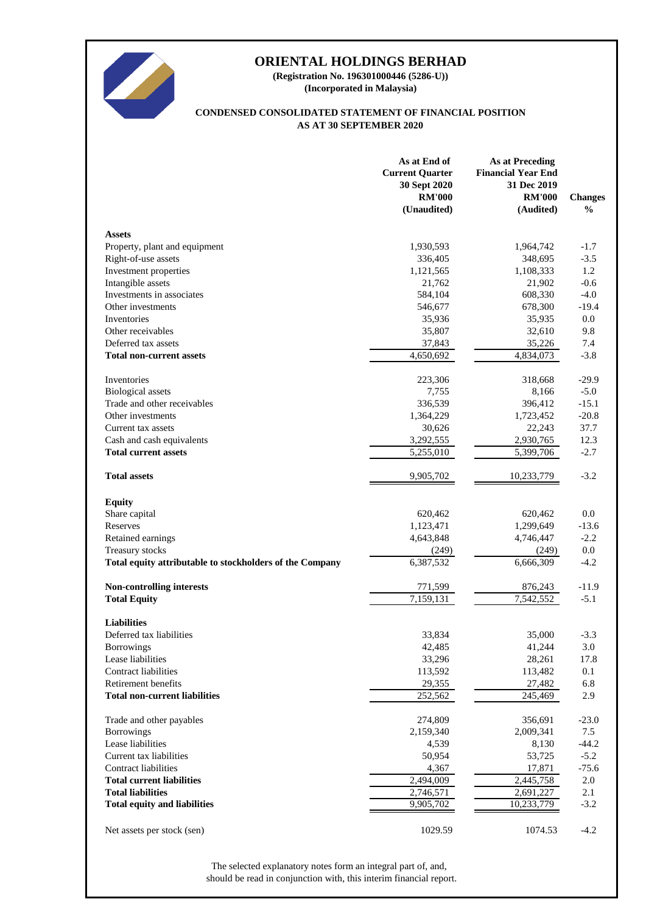# ORIENTAL HOLDINGS BERHAD

**(Registration No. 196301000446 (5286-U))**
**(Incorporated in Malaysia)**

## CONDENSED CONSOLIDATED STATEMENT OF FINANCIAL POSITION AS AT 30 SEPTEMBER 2020

| | As at End of Current Quarter 30 Sept 2020 RM'000 (Unaudited) | As at Preceding Financial Year End 31 Dec 2019 RM'000 (Audited) | Changes % |
|---|---|---|---|
| **Assets** | | | |
| Property, plant and equipment | 1,930,593 | 1,964,742 | -1.7 |
| Right-of-use assets | 336,405 | 348,695 | -3.5 |
| Investment properties | 1,121,565 | 1,108,333 | 1.2 |
| Intangible assets | 21,762 | 21,902 | -0.6 |
| Investments in associates | 584,104 | 608,330 | -4.0 |
| Other investments | 546,677 | 678,300 | -19.4 |
| Inventories | 35,936 | 35,935 | 0.0 |
| Other receivables | 35,807 | 32,610 | 9.8 |
| Deferred tax assets | 37,843 | 35,226 | 7.4 |
| **Total non-current assets** | 4,650,692 | 4,834,073 | -3.8 |
| | | | |
| Inventories | 223,306 | 318,668 | -29.9 |
| Biological assets | 7,755 | 8,166 | -5.0 |
| Trade and other receivables | 336,539 | 396,412 | -15.1 |
| Other investments | 1,364,229 | 1,723,452 | -20.8 |
| Current tax assets | 30,626 | 22,243 | 37.7 |
| Cash and cash equivalents | 3,292,555 | 2,930,765 | 12.3 |
| **Total current assets** | 5,255,010 | 5,399,706 | -2.7 |
| | | | |
| **Total assets** | 9,905,702 | 10,233,779 | -3.2 |
| | | | |
| **Equity** | | | |
| Share capital | 620,462 | 620,462 | 0.0 |
| Reserves | 1,123,471 | 1,299,649 | -13.6 |
| Retained earnings | 4,643,848 | 4,746,447 | -2.2 |
| Treasury stocks | (249) | (249) | 0.0 |
| **Total equity attributable to stockholders of the Company** | 6,387,532 | 6,666,309 | -4.2 |
| | | | |
| **Non-controlling interests** | 771,599 | 876,243 | -11.9 |
| **Total Equity** | 7,159,131 | 7,542,552 | -5.1 |
| | | | |
| **Liabilities** | | | |
| Deferred tax liabilities | 33,834 | 35,000 | -3.3 |
| Borrowings | 42,485 | 41,244 | 3.0 |
| Lease liabilities | 33,296 | 28,261 | 17.8 |
| Contract liabilities | 113,592 | 113,482 | 0.1 |
| Retirement benefits | 29,355 | 27,482 | 6.8 |
| **Total non-current liabilities** | 252,562 | 245,469 | 2.9 |
| | | | |
| Trade and other payables | 274,809 | 356,691 | -23.0 |
| Borrowings | 2,159,340 | 2,009,341 | 7.5 |
| Lease liabilities | 4,539 | 8,130 | -44.2 |
| Current tax liabilities | 50,954 | 53,725 | -5.2 |
| Contract liabilities | 4,367 | 17,871 | -75.6 |
| **Total current liabilities** | 2,494,009 | 2,445,758 | 2.0 |
| **Total liabilities** | 2,746,571 | 2,691,227 | 2.1 |
| **Total equity and liabilities** | 9,905,702 | 10,233,779 | -3.2 |
| | | | |
| Net assets per stock (sen) | 1029.59 | 1074.53 | -4.2 |

The selected explanatory notes form an integral part of, and, should be read in conjunction with, this interim financial report.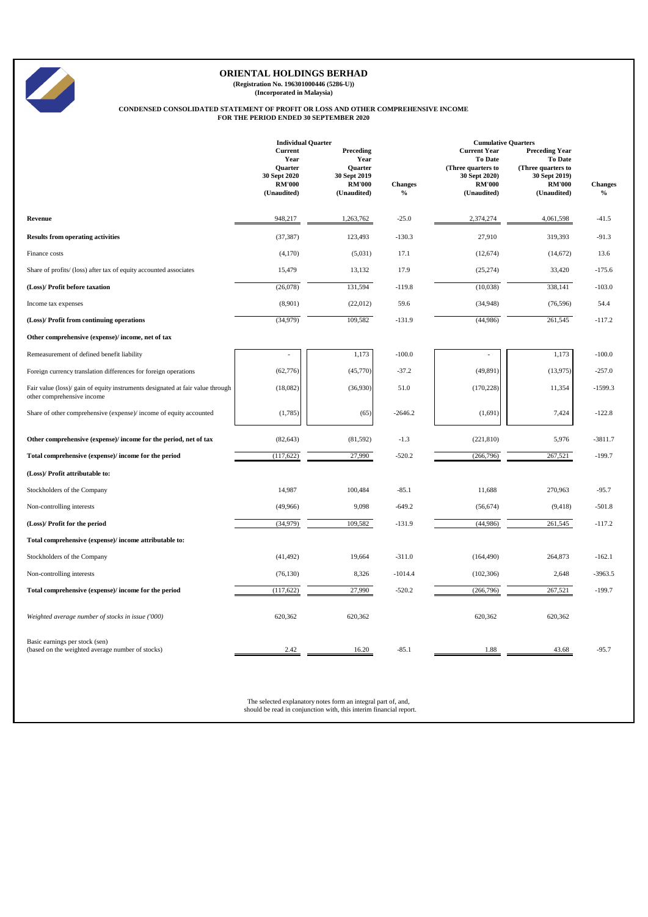# ORIENTAL HOLDINGS BERHAD

**(Registration No. 196301000446 (5286-U))**
**(Incorporated in Malaysia)**

**CONDENSED CONSOLIDATED STATEMENT OF PROFIT OR LOSS AND OTHER COMPREHENSIVE INCOME**
**FOR THE PERIOD ENDED 30 SEPTEMBER 2020**

| | Individual Quarter | | | Cumulative Quarters | | |
|---|---|---|---|---|---|---|
| | Current Year Quarter 30 Sept 2020 RM'000 (Unaudited) | Preceding Year Quarter 30 Sept 2019 RM'000 (Unaudited) | Changes % | Current Year To Date (Three quarters to 30 Sept 2020) RM'000 (Unaudited) | Preceding Year To Date (Three quarters to 30 Sept 2019) RM'000 (Unaudited) | Changes % |
| **Revenue** | 948,217 | 1,263,762 | -25.0 | 2,374,274 | 4,061,598 | -41.5 |
| **Results from operating activities** | (37,387) | 123,493 | -130.3 | 27,910 | 319,393 | -91.3 |
| Finance costs | (4,170) | (5,031) | 17.1 | (12,674) | (14,672) | 13.6 |
| Share of profits/ (loss) after tax of equity accounted associates | 15,479 | 13,132 | 17.9 | (25,274) | 33,420 | -175.6 |
| **(Loss)/ Profit before taxation** | (26,078) | 131,594 | -119.8 | (10,038) | 338,141 | -103.0 |
| Income tax expenses | (8,901) | (22,012) | 59.6 | (34,948) | (76,596) | 54.4 |
| **(Loss)/ Profit from continuing operations** | (34,979) | 109,582 | -131.9 | (44,986) | 261,545 | -117.2 |
| **Other comprehensive (expense)/ income, net of tax** | | | | | | |
| Remeasurement of defined benefit liability | - | 1,173 | -100.0 | - | 1,173 | -100.0 |
| Foreign currency translation differences for foreign operations | (62,776) | (45,770) | -37.2 | (49,891) | (13,975) | -257.0 |
| Fair value (loss)/ gain of equity instruments designated at fair value through other comprehensive income | (18,082) | (36,930) | 51.0 | (170,228) | 11,354 | -1599.3 |
| Share of other comprehensive (expense)/ income of equity accounted | (1,785) | (65) | -2646.2 | (1,691) | 7,424 | -122.8 |
| **Other comprehensive (expense)/ income for the period, net of tax** | (82,643) | (81,592) | -1.3 | (221,810) | 5,976 | -3811.7 |
| **Total comprehensive (expense)/ income for the period** | (117,622) | 27,990 | -520.2 | (266,796) | 267,521 | -199.7 |
| **(Loss)/ Profit attributable to:** | | | | | | |
| Stockholders of the Company | 14,987 | 100,484 | -85.1 | 11,688 | 270,963 | -95.7 |
| Non-controlling interests | (49,966) | 9,098 | -649.2 | (56,674) | (9,418) | -501.8 |
| **(Loss)/ Profit for the period** | (34,979) | 109,582 | -131.9 | (44,986) | 261,545 | -117.2 |
| **Total comprehensive (expense)/ income attributable to:** | | | | | | |
| Stockholders of the Company | (41,492) | 19,664 | -311.0 | (164,490) | 264,873 | -162.1 |
| Non-controlling interests | (76,130) | 8,326 | -1014.4 | (102,306) | 2,648 | -3963.5 |
| **Total comprehensive (expense)/ income for the period** | (117,622) | 27,990 | -520.2 | (266,796) | 267,521 | -199.7 |
| *Weighted average number of stocks in issue ('000)* | 620,362 | 620,362 | | 620,362 | 620,362 | |
| Basic earnings per stock (sen) (based on the weighted average number of stocks) | 2.42 | 16.20 | -85.1 | 1.88 | 43.68 | -95.7 |

The selected explanatory notes form an integral part of, and, should be read in conjunction with, this interim financial report.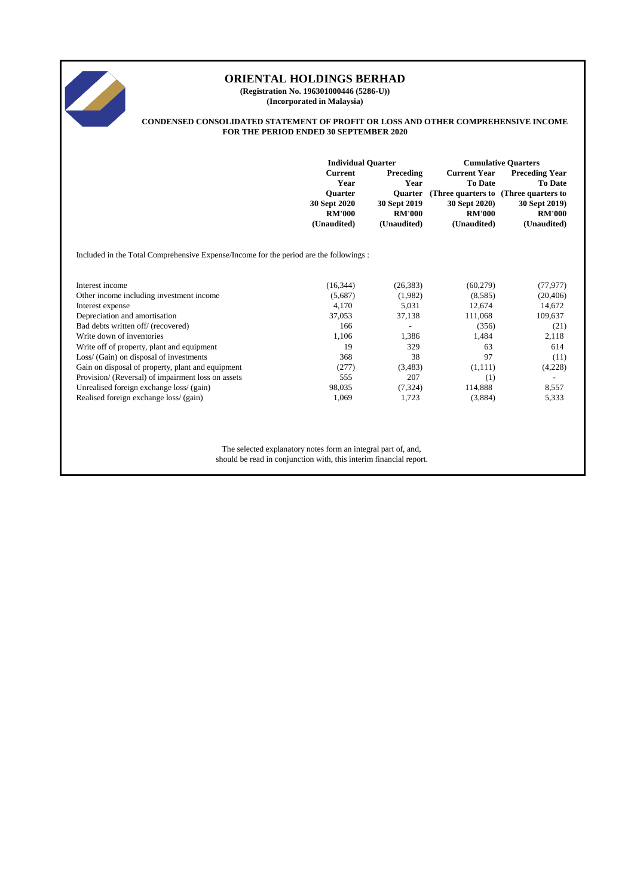# ORIENTAL HOLDINGS BERHAD

**(Registration No. 196301000446 (5286-U))**
**(Incorporated in Malaysia)**

**CONDENSED CONSOLIDATED STATEMENT OF PROFIT OR LOSS AND OTHER COMPREHENSIVE INCOME FOR THE PERIOD ENDED 30 SEPTEMBER 2020**

| | Individual Quarter | | Cumulative Quarters | |
|---|---|---|---|---|
| | Current Year Quarter 30 Sept 2020 RM'000 (Unaudited) | Preceding Year Quarter 30 Sept 2019 RM'000 (Unaudited) | Current Year To Date (Three quarters to 30 Sept 2020) RM'000 (Unaudited) | Preceding Year To Date (Three quarters to 30 Sept 2019) RM'000 (Unaudited) |
| Included in the Total Comprehensive Expense/Income for the period are the followings : | | | | |
| Interest income | (16,344) | (26,383) | (60,279) | (77,977) |
| Other income including investment income | (5,687) | (1,982) | (8,585) | (20,406) |
| Interest expense | 4,170 | 5,031 | 12,674 | 14,672 |
| Depreciation and amortisation | 37,053 | 37,138 | 111,068 | 109,637 |
| Bad debts written off/ (recovered) | 166 | - | (356) | (21) |
| Write down of inventories | 1,106 | 1,386 | 1,484 | 2,118 |
| Write off of property, plant and equipment | 19 | 329 | 63 | 614 |
| Loss/ (Gain) on disposal of investments | 368 | 38 | 97 | (11) |
| Gain on disposal of property, plant and equipment | (277) | (3,483) | (1,111) | (4,228) |
| Provision/ (Reversal) of impairment loss on assets | 555 | 207 | (1) | - |
| Unrealised foreign exchange loss/ (gain) | 98,035 | (7,324) | 114,888 | 8,557 |
| Realised foreign exchange loss/ (gain) | 1,069 | 1,723 | (3,884) | 5,333 |

The selected explanatory notes form an integral part of, and, should be read in conjunction with, this interim financial report.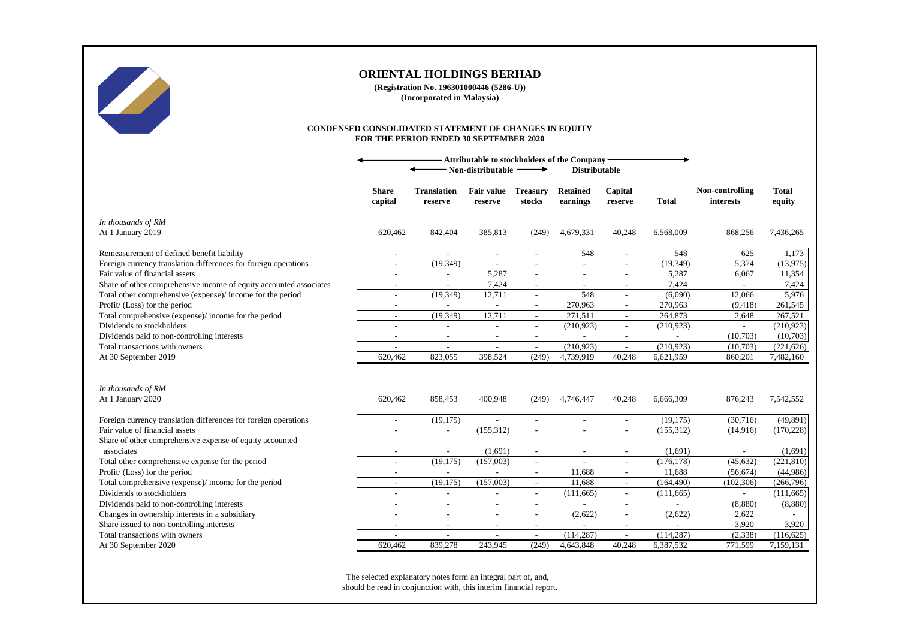# ORIENTAL HOLDINGS BERHAD

**(Registration No. 196301000446 (5286-U))**
**(Incorporated in Malaysia)**

## CONDENSED CONSOLIDATED STATEMENT OF CHANGES IN EQUITY
## FOR THE PERIOD ENDED 30 SEPTEMBER 2020

| | Attributable to stockholders of the Company | | | | | | | | |
|---|---|---|---|---|---|---|---|---|---|
| | | Non-distributable | | | Distributable | | | | |
| | **Share capital** | **Translation reserve** | **Fair value reserve** | **Treasury stocks** | **Retained earnings** | **Capital reserve** | **Total** | **Non-controlling interests** | **Total equity** |
| *In thousands of RM* | | | | | | | | | |
| At 1 January 2019 | 620,462 | 842,404 | 385,813 | (249) | 4,679,331 | 40,248 | 6,568,009 | 868,256 | 7,436,265 |
| Remeasurement of defined benefit liability | - | - | - | - | 548 | - | 548 | 625 | 1,173 |
| Foreign currency translation differences for foreign operations | - | (19,349) | - | - | - | - | (19,349) | 5,374 | (13,975) |
| Fair value of financial assets | - | - | 5,287 | - | - | - | 5,287 | 6,067 | 11,354 |
| Share of other comprehensive income of equity accounted associates | - | - | 7,424 | - | - | - | 7,424 | - | 7,424 |
| Total other comprehensive (expense)/ income for the period | - | (19,349) | 12,711 | - | 548 | - | (6,090) | 12,066 | 5,976 |
| Profit/ (Loss) for the period | - | - | - | - | 270,963 | - | 270,963 | (9,418) | 261,545 |
| Total comprehensive (expense)/ income for the period | - | (19,349) | 12,711 | - | 271,511 | - | 264,873 | 2,648 | 267,521 |
| Dividends to stockholders | - | - | - | - | (210,923) | - | (210,923) | - | (210,923) |
| Dividends paid to non-controlling interests | - | - | - | - | - | - | - | (10,703) | (10,703) |
| Total transactions with owners | - | - | - | - | (210,923) | - | (210,923) | (10,703) | (221,626) |
| At 30 September 2019 | 620,462 | 823,055 | 398,524 | (249) | 4,739,919 | 40,248 | 6,621,959 | 860,201 | 7,482,160 |
| | | | | | | | | | |
| *In thousands of RM* | | | | | | | | | |
| At 1 January 2020 | 620,462 | 858,453 | 400,948 | (249) | 4,746,447 | 40,248 | 6,666,309 | 876,243 | 7,542,552 |
| Foreign currency translation differences for foreign operations | - | (19,175) | - | - | - | - | (19,175) | (30,716) | (49,891) |
| Fair value of financial assets | - | - | (155,312) | - | - | - | (155,312) | (14,916) | (170,228) |
| Share of other comprehensive expense of equity accounted associates | - | - | (1,691) | - | - | - | (1,691) | - | (1,691) |
| Total other comprehensive expense for the period | - | (19,175) | (157,003) | - | - | - | (176,178) | (45,632) | (221,810) |
| Profit/ (Loss) for the period | - | - | - | - | 11,688 | - | 11,688 | (56,674) | (44,986) |
| Total comprehensive (expense)/ income for the period | - | (19,175) | (157,003) | - | 11,688 | - | (164,490) | (102,306) | (266,796) |
| Dividends to stockholders | - | - | - | - | (111,665) | - | (111,665) | - | (111,665) |
| Dividends paid to non-controlling interests | - | - | - | - | - | - | - | (8,880) | (8,880) |
| Changes in ownership interests in a subsidiary | - | - | - | - | (2,622) | - | (2,622) | 2,622 | - |
| Share issued to non-controlling interests | - | - | - | - | - | - | - | 3,920 | 3,920 |
| Total transactions with owners | - | - | - | - | (114,287) | - | (114,287) | (2,338) | (116,625) |
| At 30 September 2020 | 620,462 | 839,278 | 243,945 | (249) | 4,643,848 | 40,248 | 6,387,532 | 771,599 | 7,159,131 |

The selected explanatory notes form an integral part of, and, should be read in conjunction with, this interim financial report.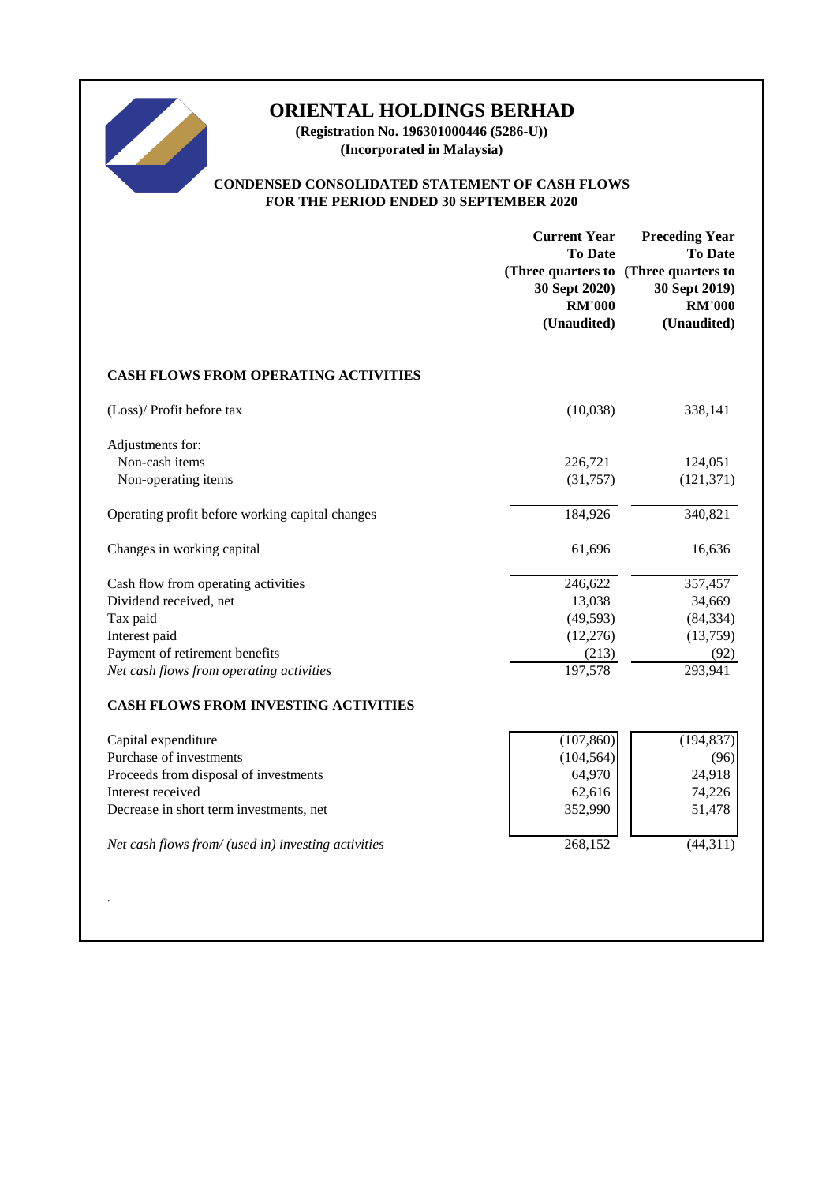# ORIENTAL HOLDINGS BERHAD

**(Registration No. 196301000446 (5286-U))**
**(Incorporated in Malaysia)**

## CONDENSED CONSOLIDATED STATEMENT OF CASH FLOWS FOR THE PERIOD ENDED 30 SEPTEMBER 2020

| | Current Year To Date (Three quarters to 30 Sept 2020) RM'000 (Unaudited) | Preceding Year To Date (Three quarters to 30 Sept 2019) RM'000 (Unaudited) |
|---|---|---|
| **CASH FLOWS FROM OPERATING ACTIVITIES** | | |
| (Loss)/ Profit before tax | (10,038) | 338,141 |
| Adjustments for: | | |
| Non-cash items | 226,721 | 124,051 |
| Non-operating items | (31,757) | (121,371) |
| Operating profit before working capital changes | 184,926 | 340,821 |
| Changes in working capital | 61,696 | 16,636 |
| Cash flow from operating activities | 246,622 | 357,457 |
| Dividend received, net | 13,038 | 34,669 |
| Tax paid | (49,593) | (84,334) |
| Interest paid | (12,276) | (13,759) |
| Payment of retirement benefits | (213) | (92) |
| *Net cash flows from operating activities* | 197,578 | 293,941 |
| **CASH FLOWS FROM INVESTING ACTIVITIES** | | |
| Capital expenditure | (107,860) | (194,837) |
| Purchase of investments | (104,564) | (96) |
| Proceeds from disposal of investments | 64,970 | 24,918 |
| Interest received | 62,616 | 74,226 |
| Decrease in short term investments, net | 352,990 | 51,478 |
| *Net cash flows from/ (used in) investing activities* | 268,152 | (44,311) |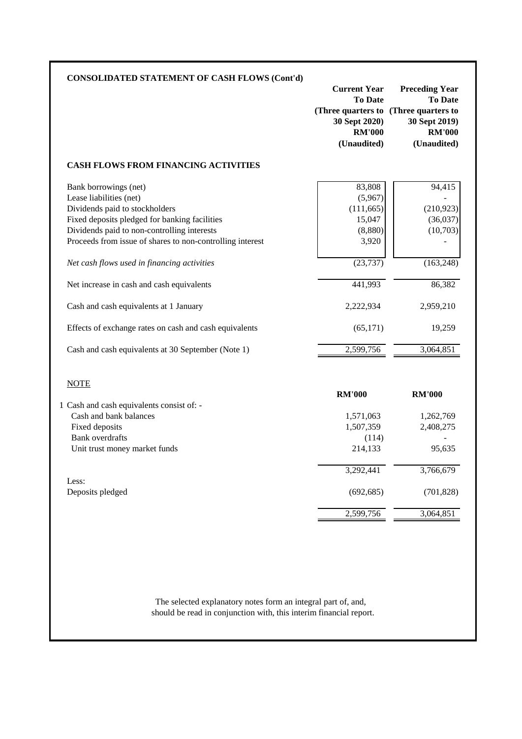**CONSOLIDATED STATEMENT OF CASH FLOWS (Cont'd)**

| | Current Year To Date (Three quarters to 30 Sept 2020) RM'000 (Unaudited) | Preceding Year To Date (Three quarters to 30 Sept 2019) RM'000 (Unaudited) |
|---|---|---|
| **CASH FLOWS FROM FINANCING ACTIVITIES** | | |
| Bank borrowings (net) | 83,808 | 94,415 |
| Lease liabilities (net) | (5,967) | - |
| Dividends paid to stockholders | (111,665) | (210,923) |
| Fixed deposits pledged for banking facilities | 15,047 | (36,037) |
| Dividends paid to non-controlling interests | (8,880) | (10,703) |
| Proceeds from issue of shares to non-controlling interest | 3,920 | - |
| *Net cash flows used in financing activities* | (23,737) | (163,248) |
| Net increase in cash and cash equivalents | 441,993 | 86,382 |
| Cash and cash equivalents at 1 January | 2,222,934 | 2,959,210 |
| Effects of exchange rates on cash and cash equivalents | (65,171) | 19,259 |
| Cash and cash equivalents at 30 September (Note 1) | 2,599,756 | 3,064,851 |

NOTE

| | RM'000 | RM'000 |
|---|---|---|
| 1 Cash and cash equivalents consist of: - | | |
| Cash and bank balances | 1,571,063 | 1,262,769 |
| Fixed deposits | 1,507,359 | 2,408,275 |
| Bank overdrafts | (114) | - |
| Unit trust money market funds | 214,133 | 95,635 |
| | 3,292,441 | 3,766,679 |
| Less: | | |
| Deposits pledged | (692,685) | (701,828) |
| | 2,599,756 | 3,064,851 |

The selected explanatory notes form an integral part of, and, should be read in conjunction with, this interim financial report.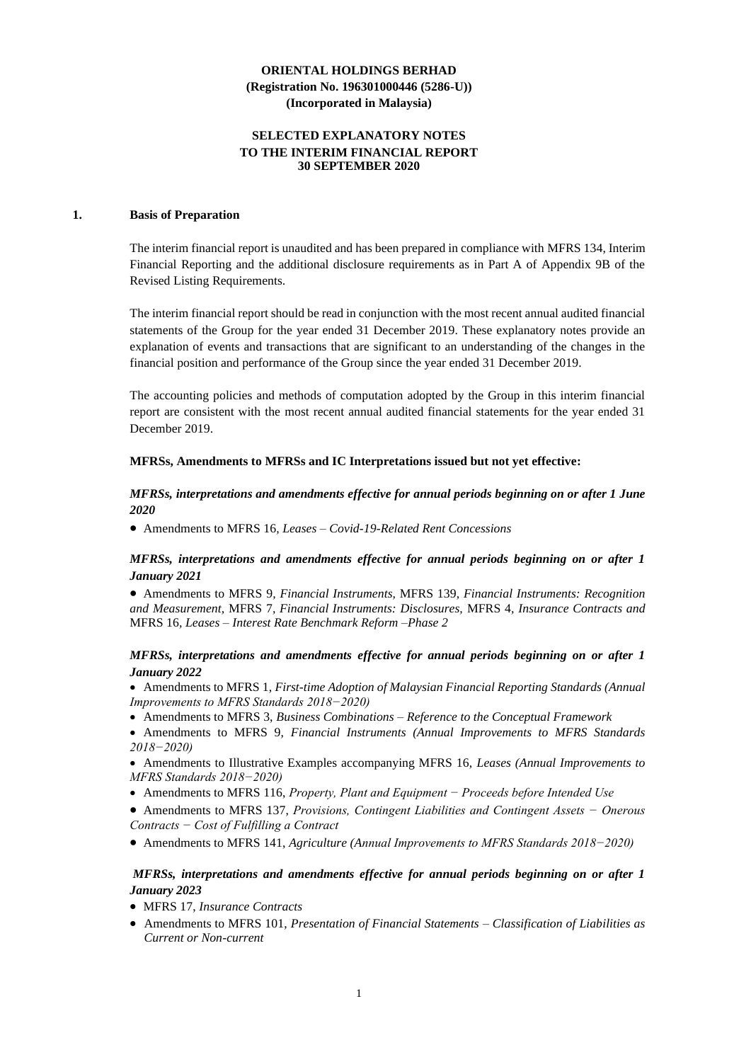**ORIENTAL HOLDINGS BERHAD**
**(Registration No. 196301000446 (5286-U))**
**(Incorporated in Malaysia)**

**SELECTED EXPLANATORY NOTES**
**TO THE INTERIM FINANCIAL REPORT**
**30 SEPTEMBER 2020**

## 1. Basis of Preparation

The interim financial report is unaudited and has been prepared in compliance with MFRS 134, Interim Financial Reporting and the additional disclosure requirements as in Part A of Appendix 9B of the Revised Listing Requirements.

The interim financial report should be read in conjunction with the most recent annual audited financial statements of the Group for the year ended 31 December 2019. These explanatory notes provide an explanation of events and transactions that are significant to an understanding of the changes in the financial position and performance of the Group since the year ended 31 December 2019.

The accounting policies and methods of computation adopted by the Group in this interim financial report are consistent with the most recent annual audited financial statements for the year ended 31 December 2019.

**MFRSs, Amendments to MFRSs and IC Interpretations issued but not yet effective:**

***MFRSs, interpretations and amendments effective for annual periods beginning on or after 1 June 2020***

- Amendments to MFRS 16, *Leases – Covid-19-Related Rent Concessions*

***MFRSs, interpretations and amendments effective for annual periods beginning on or after 1 January 2021***

- Amendments to MFRS 9, *Financial Instruments,* MFRS 139, *Financial Instruments: Recognition and Measurement,* MFRS 7, *Financial Instruments: Disclosures,* MFRS 4, *Insurance Contracts and* MFRS 16, *Leases – Interest Rate Benchmark Reform –Phase 2*

***MFRSs, interpretations and amendments effective for annual periods beginning on or after 1 January 2022***

- Amendments to MFRS 1, *First-time Adoption of Malaysian Financial Reporting Standards (Annual Improvements to MFRS Standards 2018−2020)*
- Amendments to MFRS 3, *Business Combinations – Reference to the Conceptual Framework*
- Amendments to MFRS 9, *Financial Instruments (Annual Improvements to MFRS Standards 2018−2020)*
- Amendments to Illustrative Examples accompanying MFRS 16, *Leases (Annual Improvements to MFRS Standards 2018−2020)*
- Amendments to MFRS 116, *Property, Plant and Equipment − Proceeds before Intended Use*
- Amendments to MFRS 137, *Provisions, Contingent Liabilities and Contingent Assets − Onerous Contracts − Cost of Fulfilling a Contract*
- Amendments to MFRS 141, *Agriculture (Annual Improvements to MFRS Standards 2018−2020)*

***MFRSs, interpretations and amendments effective for annual periods beginning on or after 1 January 2023***

- MFRS 17, *Insurance Contracts*
- Amendments to MFRS 101, *Presentation of Financial Statements – Classification of Liabilities as Current or Non-current*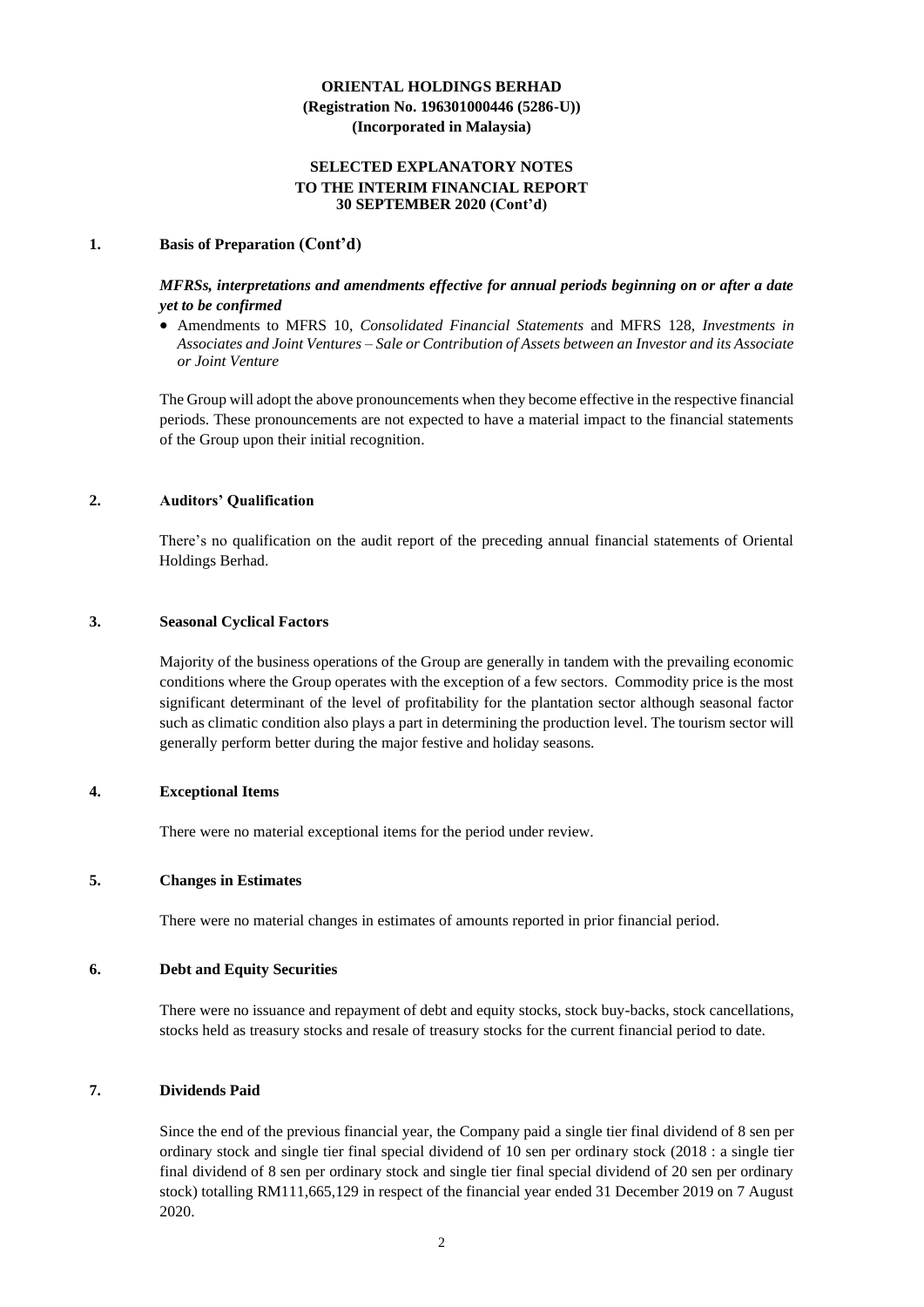**ORIENTAL HOLDINGS BERHAD**
**(Registration No. 196301000446 (5286-U))**
**(Incorporated in Malaysia)**

**SELECTED EXPLANATORY NOTES**
**TO THE INTERIM FINANCIAL REPORT**
**30 SEPTEMBER 2020 (Cont'd)**

## 1. Basis of Preparation (Cont'd)

***MFRSs, interpretations and amendments effective for annual periods beginning on or after a date yet to be confirmed***

- Amendments to MFRS 10, *Consolidated Financial Statements* and MFRS 128, *Investments in Associates and Joint Ventures – Sale or Contribution of Assets between an Investor and its Associate or Joint Venture*

The Group will adopt the above pronouncements when they become effective in the respective financial periods. These pronouncements are not expected to have a material impact to the financial statements of the Group upon their initial recognition.

## 2. Auditors' Qualification

There's no qualification on the audit report of the preceding annual financial statements of Oriental Holdings Berhad.

## 3. Seasonal Cyclical Factors

Majority of the business operations of the Group are generally in tandem with the prevailing economic conditions where the Group operates with the exception of a few sectors. Commodity price is the most significant determinant of the level of profitability for the plantation sector although seasonal factor such as climatic condition also plays a part in determining the production level. The tourism sector will generally perform better during the major festive and holiday seasons.

## 4. Exceptional Items

There were no material exceptional items for the period under review.

## 5. Changes in Estimates

There were no material changes in estimates of amounts reported in prior financial period.

## 6. Debt and Equity Securities

There were no issuance and repayment of debt and equity stocks, stock buy-backs, stock cancellations, stocks held as treasury stocks and resale of treasury stocks for the current financial period to date.

## 7. Dividends Paid

Since the end of the previous financial year, the Company paid a single tier final dividend of 8 sen per ordinary stock and single tier final special dividend of 10 sen per ordinary stock (2018 : a single tier final dividend of 8 sen per ordinary stock and single tier final special dividend of 20 sen per ordinary stock) totalling RM111,665,129 in respect of the financial year ended 31 December 2019 on 7 August 2020.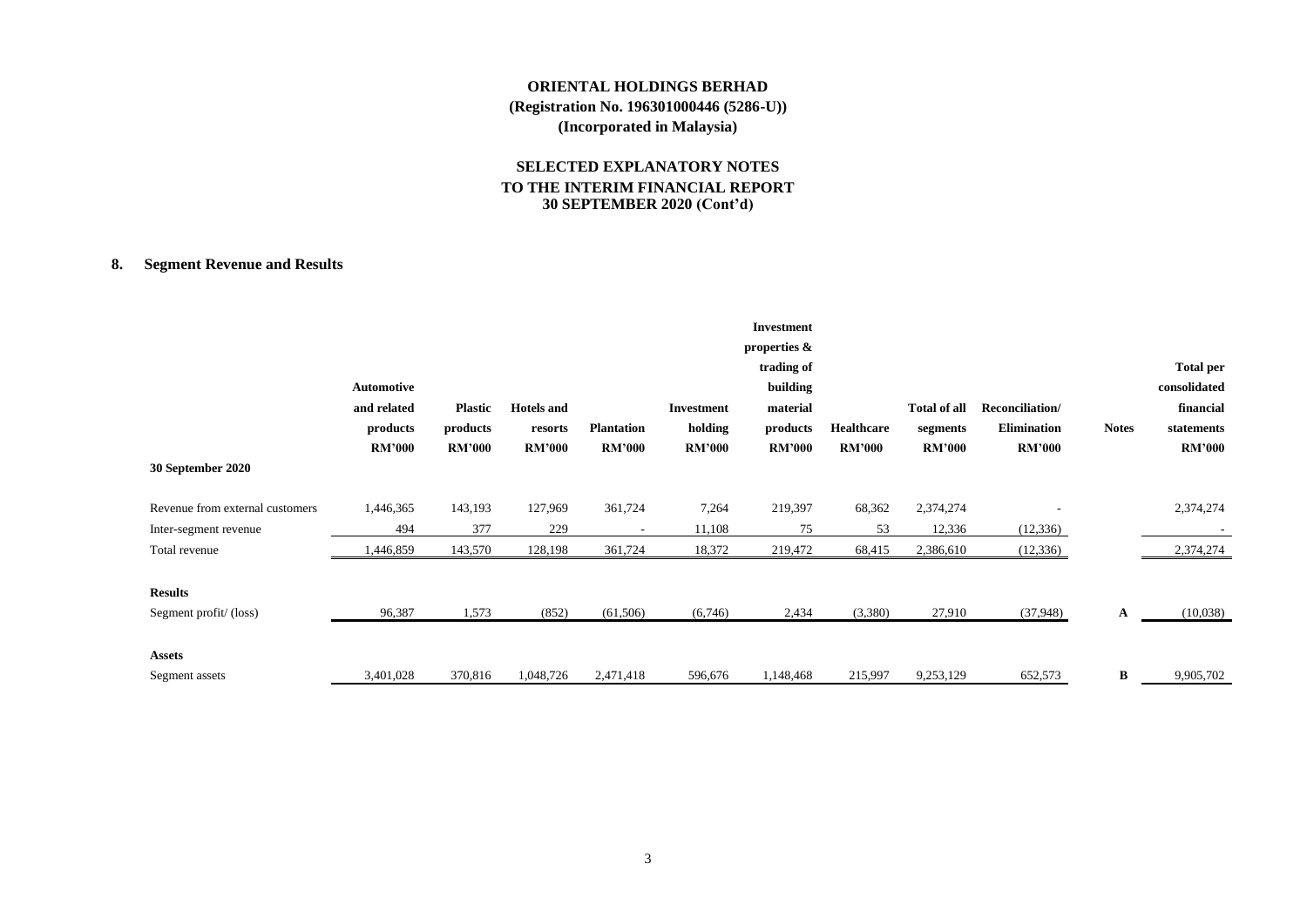**ORIENTAL HOLDINGS BERHAD**
**(Registration No. 196301000446 (5286-U))**
**(Incorporated in Malaysia)**

**SELECTED EXPLANATORY NOTES**
**TO THE INTERIM FINANCIAL REPORT**
**30 SEPTEMBER 2020 (Cont'd)**

## 8. Segment Revenue and Results

| | Automotive and related products RM'000 | Plastic products RM'000 | Hotels and resorts RM'000 | Plantation RM'000 | Investment holding RM'000 | Investment properties & trading of building material products RM'000 | Healthcare RM'000 | Total of all segments RM'000 | Reconciliation/ Elimination RM'000 | Notes | Total per consolidated financial statements RM'000 |
|---|---|---|---|---|---|---|---|---|---|---|---|
| **30 September 2020** | | | | | | | | | | | |
| Revenue from external customers | 1,446,365 | 143,193 | 127,969 | 361,724 | 7,264 | 219,397 | 68,362 | 2,374,274 | - | | 2,374,274 |
| Inter-segment revenue | 494 | 377 | 229 | - | 11,108 | 75 | 53 | 12,336 | (12,336) | | - |
| Total revenue | 1,446,859 | 143,570 | 128,198 | 361,724 | 18,372 | 219,472 | 68,415 | 2,386,610 | (12,336) | | 2,374,274 |
| **Results** | | | | | | | | | | | |
| Segment profit/ (loss) | 96,387 | 1,573 | (852) | (61,506) | (6,746) | 2,434 | (3,380) | 27,910 | (37,948) | A | (10,038) |
| **Assets** | | | | | | | | | | | |
| Segment assets | 3,401,028 | 370,816 | 1,048,726 | 2,471,418 | 596,676 | 1,148,468 | 215,997 | 9,253,129 | 652,573 | B | 9,905,702 |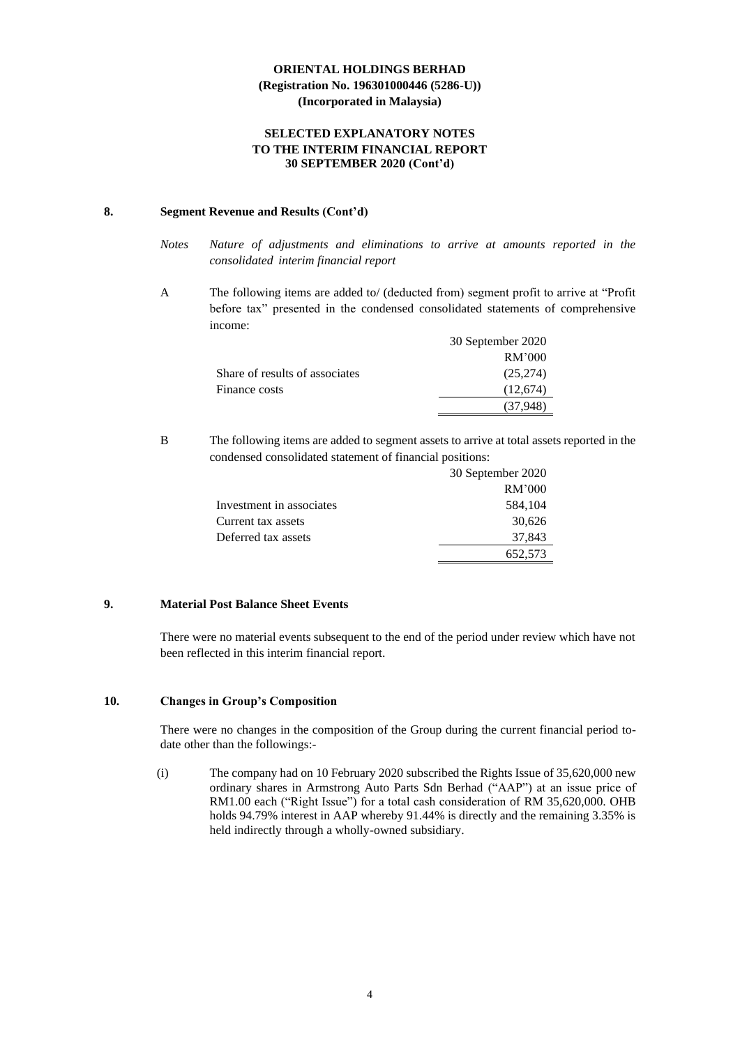**ORIENTAL HOLDINGS BERHAD**
**(Registration No. 196301000446 (5286-U))**
**(Incorporated in Malaysia)**

**SELECTED EXPLANATORY NOTES**
**TO THE INTERIM FINANCIAL REPORT**
**30 SEPTEMBER 2020 (Cont'd)**

## 8. Segment Revenue and Results (Cont'd)

*Notes* *Nature of adjustments and eliminations to arrive at amounts reported in the consolidated interim financial report*

A The following items are added to/ (deducted from) segment profit to arrive at "Profit before tax" presented in the condensed consolidated statements of comprehensive income:

| | 30 September 2020 |
|---|---|
| | RM'000 |
| Share of results of associates | (25,274) |
| Finance costs | (12,674) |
| | (37,948) |

B The following items are added to segment assets to arrive at total assets reported in the condensed consolidated statement of financial positions:

| | 30 September 2020 |
|---|---|
| | RM'000 |
| Investment in associates | 584,104 |
| Current tax assets | 30,626 |
| Deferred tax assets | 37,843 |
| | 652,573 |

## 9. Material Post Balance Sheet Events

There were no material events subsequent to the end of the period under review which have not been reflected in this interim financial report.

## 10. Changes in Group's Composition

There were no changes in the composition of the Group during the current financial period to-date other than the followings:-

(i) The company had on 10 February 2020 subscribed the Rights Issue of 35,620,000 new ordinary shares in Armstrong Auto Parts Sdn Berhad ("AAP") at an issue price of RM1.00 each ("Right Issue") for a total cash consideration of RM 35,620,000. OHB holds 94.79% interest in AAP whereby 91.44% is directly and the remaining 3.35% is held indirectly through a wholly-owned subsidiary.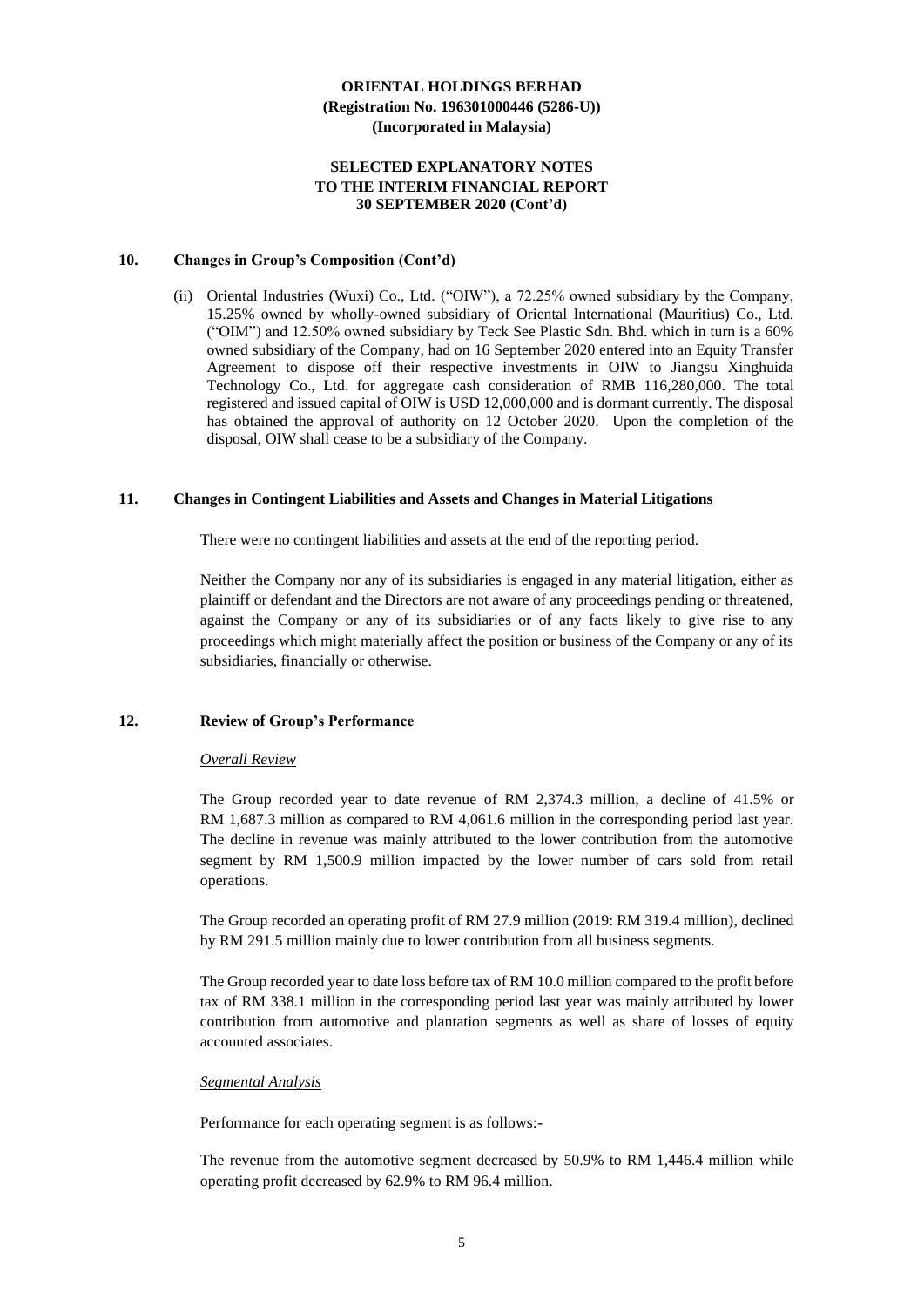**ORIENTAL HOLDINGS BERHAD**
**(Registration No. 196301000446 (5286-U))**
**(Incorporated in Malaysia)**

**SELECTED EXPLANATORY NOTES**
**TO THE INTERIM FINANCIAL REPORT**
**30 SEPTEMBER 2020 (Cont'd)**

## 10. Changes in Group's Composition (Cont'd)

(ii) Oriental Industries (Wuxi) Co., Ltd. ("OIW"), a 72.25% owned subsidiary by the Company, 15.25% owned by wholly-owned subsidiary of Oriental International (Mauritius) Co., Ltd. ("OIM") and 12.50% owned subsidiary by Teck See Plastic Sdn. Bhd. which in turn is a 60% owned subsidiary of the Company, had on 16 September 2020 entered into an Equity Transfer Agreement to dispose off their respective investments in OIW to Jiangsu Xinghuida Technology Co., Ltd. for aggregate cash consideration of RMB 116,280,000. The total registered and issued capital of OIW is USD 12,000,000 and is dormant currently. The disposal has obtained the approval of authority on 12 October 2020. Upon the completion of the disposal, OIW shall cease to be a subsidiary of the Company.

## 11. Changes in Contingent Liabilities and Assets and Changes in Material Litigations

There were no contingent liabilities and assets at the end of the reporting period.

Neither the Company nor any of its subsidiaries is engaged in any material litigation, either as plaintiff or defendant and the Directors are not aware of any proceedings pending or threatened, against the Company or any of its subsidiaries or of any facts likely to give rise to any proceedings which might materially affect the position or business of the Company or any of its subsidiaries, financially or otherwise.

## 12. Review of Group's Performance

*Overall Review*

The Group recorded year to date revenue of RM 2,374.3 million, a decline of 41.5% or RM 1,687.3 million as compared to RM 4,061.6 million in the corresponding period last year. The decline in revenue was mainly attributed to the lower contribution from the automotive segment by RM 1,500.9 million impacted by the lower number of cars sold from retail operations.

The Group recorded an operating profit of RM 27.9 million (2019: RM 319.4 million), declined by RM 291.5 million mainly due to lower contribution from all business segments.

The Group recorded year to date loss before tax of RM 10.0 million compared to the profit before tax of RM 338.1 million in the corresponding period last year was mainly attributed by lower contribution from automotive and plantation segments as well as share of losses of equity accounted associates.

*Segmental Analysis*

Performance for each operating segment is as follows:-

The revenue from the automotive segment decreased by 50.9% to RM 1,446.4 million while operating profit decreased by 62.9% to RM 96.4 million.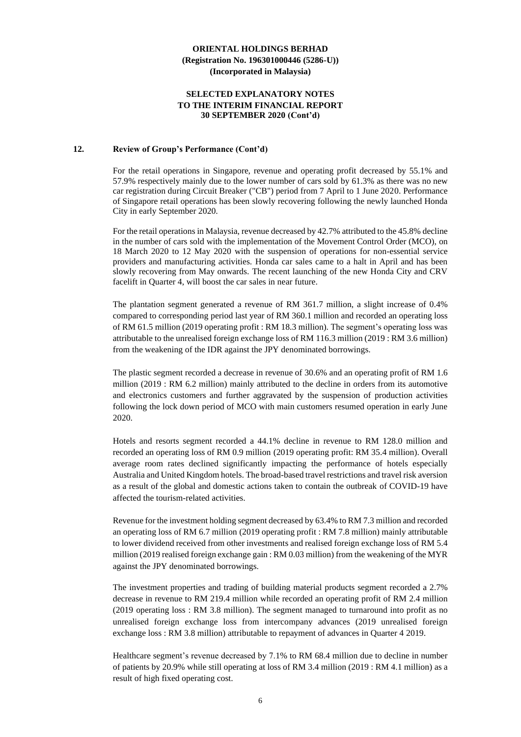## 12. Review of Group's Performance (Cont'd)

For the retail operations in Singapore, revenue and operating profit decreased by 55.1% and 57.9% respectively mainly due to the lower number of cars sold by 61.3% as there was no new car registration during Circuit Breaker ("CB") period from 7 April to 1 June 2020. Performance of Singapore retail operations has been slowly recovering following the newly launched Honda City in early September 2020.

For the retail operations in Malaysia, revenue decreased by 42.7% attributed to the 45.8% decline in the number of cars sold with the implementation of the Movement Control Order (MCO), on 18 March 2020 to 12 May 2020 with the suspension of operations for non-essential service providers and manufacturing activities. Honda car sales came to a halt in April and has been slowly recovering from May onwards. The recent launching of the new Honda City and CRV facelift in Quarter 4, will boost the car sales in near future.

The plantation segment generated a revenue of RM 361.7 million, a slight increase of 0.4% compared to corresponding period last year of RM 360.1 million and recorded an operating loss of RM 61.5 million (2019 operating profit : RM 18.3 million). The segment's operating loss was attributable to the unrealised foreign exchange loss of RM 116.3 million (2019 : RM 3.6 million) from the weakening of the IDR against the JPY denominated borrowings.

The plastic segment recorded a decrease in revenue of 30.6% and an operating profit of RM 1.6 million (2019 : RM 6.2 million) mainly attributed to the decline in orders from its automotive and electronics customers and further aggravated by the suspension of production activities following the lock down period of MCO with main customers resumed operation in early June 2020.

Hotels and resorts segment recorded a 44.1% decline in revenue to RM 128.0 million and recorded an operating loss of RM 0.9 million (2019 operating profit: RM 35.4 million). Overall average room rates declined significantly impacting the performance of hotels especially Australia and United Kingdom hotels. The broad-based travel restrictions and travel risk aversion as a result of the global and domestic actions taken to contain the outbreak of COVID-19 have affected the tourism-related activities.

Revenue for the investment holding segment decreased by 63.4% to RM 7.3 million and recorded an operating loss of RM 6.7 million (2019 operating profit : RM 7.8 million) mainly attributable to lower dividend received from other investments and realised foreign exchange loss of RM 5.4 million (2019 realised foreign exchange gain : RM 0.03 million) from the weakening of the MYR against the JPY denominated borrowings.

The investment properties and trading of building material products segment recorded a 2.7% decrease in revenue to RM 219.4 million while recorded an operating profit of RM 2.4 million (2019 operating loss : RM 3.8 million). The segment managed to turnaround into profit as no unrealised foreign exchange loss from intercompany advances (2019 unrealised foreign exchange loss : RM 3.8 million) attributable to repayment of advances in Quarter 4 2019.

Healthcare segment's revenue decreased by 7.1% to RM 68.4 million due to decline in number of patients by 20.9% while still operating at loss of RM 3.4 million (2019 : RM 4.1 million) as a result of high fixed operating cost.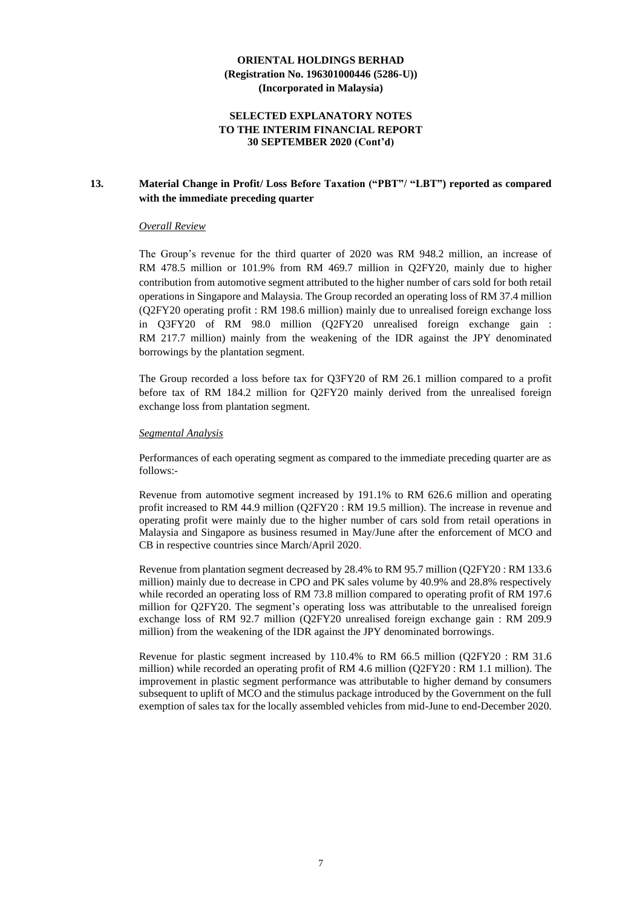**ORIENTAL HOLDINGS BERHAD**
**(Registration No. 196301000446 (5286-U))**
**(Incorporated in Malaysia)**

**SELECTED EXPLANATORY NOTES**
**TO THE INTERIM FINANCIAL REPORT**
**30 SEPTEMBER 2020 (Cont'd)**

## 13. Material Change in Profit/ Loss Before Taxation ("PBT"/ "LBT") reported as compared with the immediate preceding quarter

*Overall Review*

The Group's revenue for the third quarter of 2020 was RM 948.2 million, an increase of RM 478.5 million or 101.9% from RM 469.7 million in Q2FY20, mainly due to higher contribution from automotive segment attributed to the higher number of cars sold for both retail operations in Singapore and Malaysia. The Group recorded an operating loss of RM 37.4 million (Q2FY20 operating profit : RM 198.6 million) mainly due to unrealised foreign exchange loss in Q3FY20 of RM 98.0 million (Q2FY20 unrealised foreign exchange gain : RM 217.7 million) mainly from the weakening of the IDR against the JPY denominated borrowings by the plantation segment.

The Group recorded a loss before tax for Q3FY20 of RM 26.1 million compared to a profit before tax of RM 184.2 million for Q2FY20 mainly derived from the unrealised foreign exchange loss from plantation segment.

*Segmental Analysis*

Performances of each operating segment as compared to the immediate preceding quarter are as follows:-

Revenue from automotive segment increased by 191.1% to RM 626.6 million and operating profit increased to RM 44.9 million (Q2FY20 : RM 19.5 million). The increase in revenue and operating profit were mainly due to the higher number of cars sold from retail operations in Malaysia and Singapore as business resumed in May/June after the enforcement of MCO and CB in respective countries since March/April 2020.

Revenue from plantation segment decreased by 28.4% to RM 95.7 million (Q2FY20 : RM 133.6 million) mainly due to decrease in CPO and PK sales volume by 40.9% and 28.8% respectively while recorded an operating loss of RM 73.8 million compared to operating profit of RM 197.6 million for Q2FY20. The segment's operating loss was attributable to the unrealised foreign exchange loss of RM 92.7 million (Q2FY20 unrealised foreign exchange gain : RM 209.9 million) from the weakening of the IDR against the JPY denominated borrowings.

Revenue for plastic segment increased by 110.4% to RM 66.5 million (Q2FY20 : RM 31.6 million) while recorded an operating profit of RM 4.6 million (Q2FY20 : RM 1.1 million). The improvement in plastic segment performance was attributable to higher demand by consumers subsequent to uplift of MCO and the stimulus package introduced by the Government on the full exemption of sales tax for the locally assembled vehicles from mid-June to end-December 2020.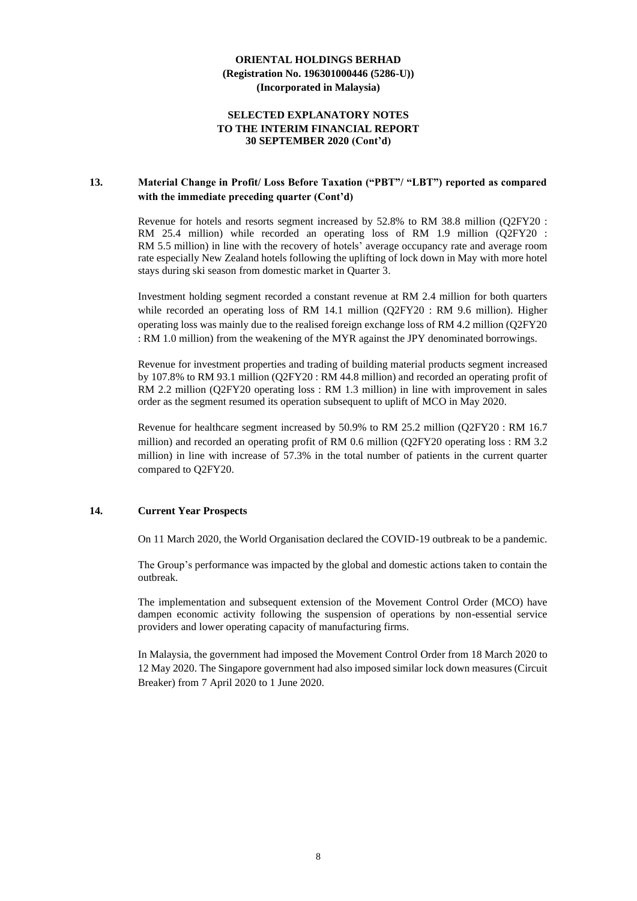**ORIENTAL HOLDINGS BERHAD**
**(Registration No. 196301000446 (5286-U))**
**(Incorporated in Malaysia)**

**SELECTED EXPLANATORY NOTES**
**TO THE INTERIM FINANCIAL REPORT**
**30 SEPTEMBER 2020 (Cont'd)**

## 13. Material Change in Profit/ Loss Before Taxation ("PBT"/ "LBT") reported as compared with the immediate preceding quarter (Cont'd)

Revenue for hotels and resorts segment increased by 52.8% to RM 38.8 million (Q2FY20 : RM 25.4 million) while recorded an operating loss of RM 1.9 million (Q2FY20 : RM 5.5 million) in line with the recovery of hotels' average occupancy rate and average room rate especially New Zealand hotels following the uplifting of lock down in May with more hotel stays during ski season from domestic market in Quarter 3.

Investment holding segment recorded a constant revenue at RM 2.4 million for both quarters while recorded an operating loss of RM 14.1 million (Q2FY20 : RM 9.6 million). Higher operating loss was mainly due to the realised foreign exchange loss of RM 4.2 million (Q2FY20 : RM 1.0 million) from the weakening of the MYR against the JPY denominated borrowings.

Revenue for investment properties and trading of building material products segment increased by 107.8% to RM 93.1 million (Q2FY20 : RM 44.8 million) and recorded an operating profit of RM 2.2 million (Q2FY20 operating loss : RM 1.3 million) in line with improvement in sales order as the segment resumed its operation subsequent to uplift of MCO in May 2020.

Revenue for healthcare segment increased by 50.9% to RM 25.2 million (Q2FY20 : RM 16.7 million) and recorded an operating profit of RM 0.6 million (Q2FY20 operating loss : RM 3.2 million) in line with increase of 57.3% in the total number of patients in the current quarter compared to Q2FY20.

## 14. Current Year Prospects

On 11 March 2020, the World Organisation declared the COVID-19 outbreak to be a pandemic.

The Group's performance was impacted by the global and domestic actions taken to contain the outbreak.

The implementation and subsequent extension of the Movement Control Order (MCO) have dampen economic activity following the suspension of operations by non-essential service providers and lower operating capacity of manufacturing firms.

In Malaysia, the government had imposed the Movement Control Order from 18 March 2020 to 12 May 2020. The Singapore government had also imposed similar lock down measures (Circuit Breaker) from 7 April 2020 to 1 June 2020.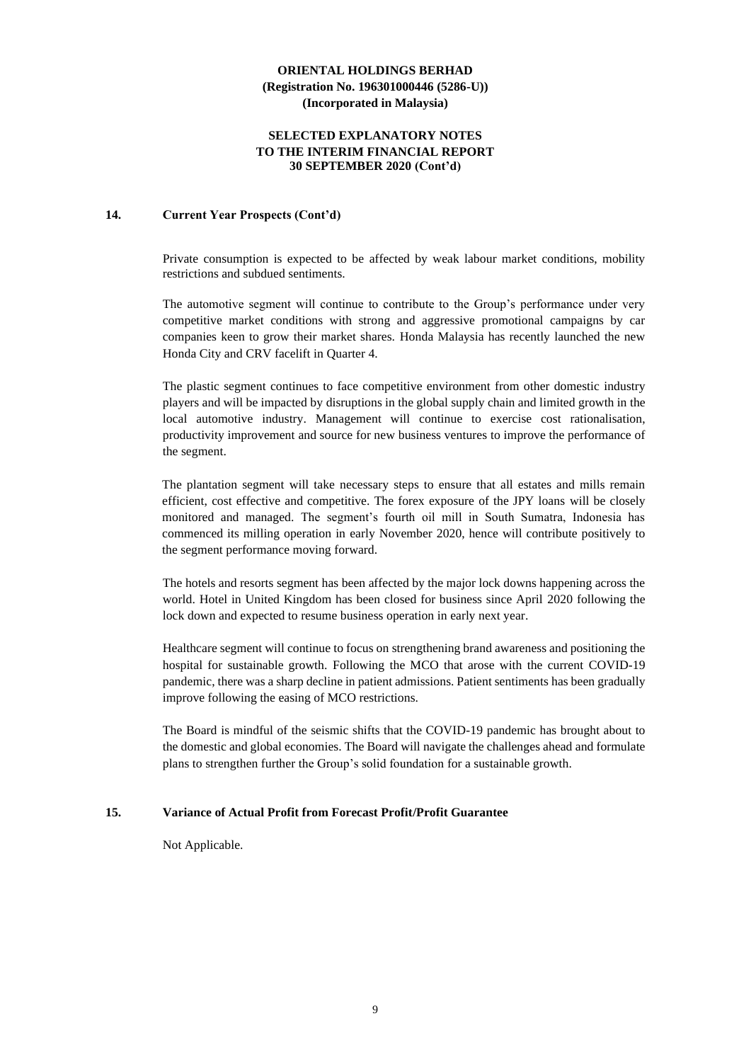## 14. Current Year Prospects (Cont'd)

Private consumption is expected to be affected by weak labour market conditions, mobility restrictions and subdued sentiments.

The automotive segment will continue to contribute to the Group's performance under very competitive market conditions with strong and aggressive promotional campaigns by car companies keen to grow their market shares. Honda Malaysia has recently launched the new Honda City and CRV facelift in Quarter 4.

The plastic segment continues to face competitive environment from other domestic industry players and will be impacted by disruptions in the global supply chain and limited growth in the local automotive industry. Management will continue to exercise cost rationalisation, productivity improvement and source for new business ventures to improve the performance of the segment.

The plantation segment will take necessary steps to ensure that all estates and mills remain efficient, cost effective and competitive. The forex exposure of the JPY loans will be closely monitored and managed. The segment's fourth oil mill in South Sumatra, Indonesia has commenced its milling operation in early November 2020, hence will contribute positively to the segment performance moving forward.

The hotels and resorts segment has been affected by the major lock downs happening across the world. Hotel in United Kingdom has been closed for business since April 2020 following the lock down and expected to resume business operation in early next year.

Healthcare segment will continue to focus on strengthening brand awareness and positioning the hospital for sustainable growth. Following the MCO that arose with the current COVID-19 pandemic, there was a sharp decline in patient admissions. Patient sentiments has been gradually improve following the easing of MCO restrictions.

The Board is mindful of the seismic shifts that the COVID-19 pandemic has brought about to the domestic and global economies. The Board will navigate the challenges ahead and formulate plans to strengthen further the Group's solid foundation for a sustainable growth.

## 15. Variance of Actual Profit from Forecast Profit/Profit Guarantee

Not Applicable.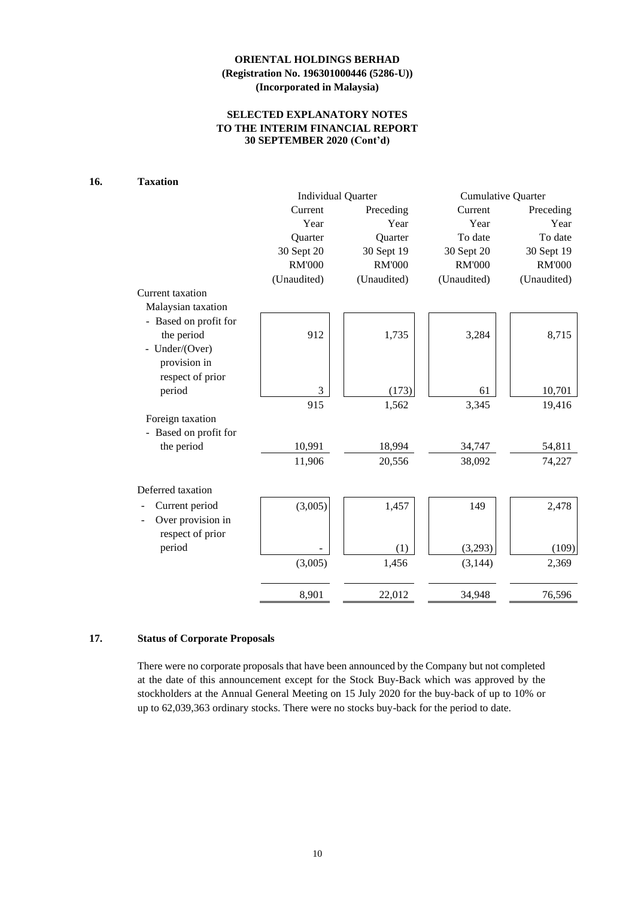**ORIENTAL HOLDINGS BERHAD**
**(Registration No. 196301000446 (5286-U))**
**(Incorporated in Malaysia)**

**SELECTED EXPLANATORY NOTES**
**TO THE INTERIM FINANCIAL REPORT**
**30 SEPTEMBER 2020 (Cont'd)**

## 16. Taxation

| | Individual Quarter | | Cumulative Quarter | |
|---|---|---|---|---|
| | Current Year Quarter 30 Sept 20 RM'000 (Unaudited) | Preceding Year Quarter 30 Sept 19 RM'000 (Unaudited) | Current Year To date 30 Sept 20 RM'000 (Unaudited) | Preceding Year To date 30 Sept 19 RM'000 (Unaudited) |
| **Current taxation** | | | | |
| Malaysian taxation | | | | |
| - Based on profit for the period | 912 | 1,735 | 3,284 | 8,715 |
| - Under/(Over) provision in respect of prior period | 3 | (173) | 61 | 10,701 |
| | 915 | 1,562 | 3,345 | 19,416 |
| Foreign taxation | | | | |
| - Based on profit for the period | 10,991 | 18,994 | 34,747 | 54,811 |
| | 11,906 | 20,556 | 38,092 | 74,227 |
| **Deferred taxation** | | | | |
| - Current period | (3,005) | 1,457 | 149 | 2,478 |
| - Over provision in respect of prior period | - | (1) | (3,293) | (109) |
| | (3,005) | 1,456 | (3,144) | 2,369 |
| | 8,901 | 22,012 | 34,948 | 76,596 |

## 17. Status of Corporate Proposals

There were no corporate proposals that have been announced by the Company but not completed at the date of this announcement except for the Stock Buy-Back which was approved by the stockholders at the Annual General Meeting on 15 July 2020 for the buy-back of up to 10% or up to 62,039,363 ordinary stocks. There were no stocks buy-back for the period to date.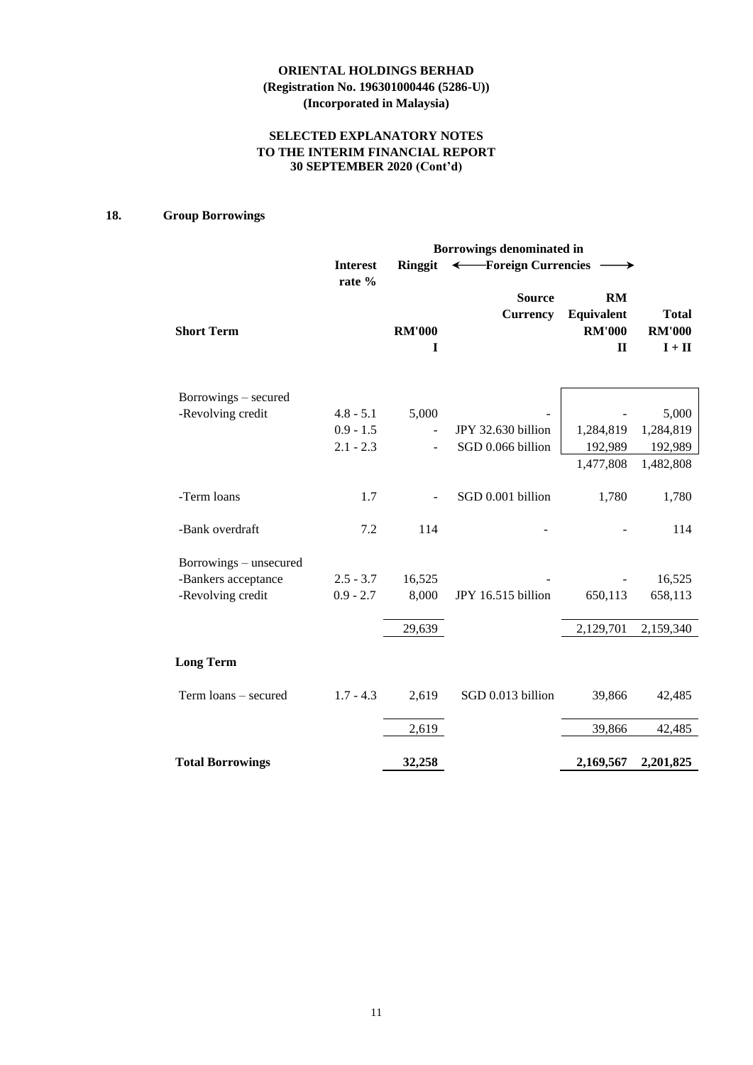**ORIENTAL HOLDINGS BERHAD**
**(Registration No. 196301000446 (5286-U))**
**(Incorporated in Malaysia)**

**SELECTED EXPLANATORY NOTES**
**TO THE INTERIM FINANCIAL REPORT**
**30 SEPTEMBER 2020 (Cont'd)**

## 18. Group Borrowings

| | Interest rate % | Borrowings denominated in Ringgit | ← Foreign Currencies → | | |
|---|---|---|---|---|---|
| **Short Term** | | **RM'000**<br>**I** | **Source Currency** | **RM Equivalent RM'000**<br>**II** | **Total RM'000**<br>**I + II** |
| Borrowings – secured | | | | | |
| -Revolving credit | 4.8 - 5.1 | 5,000 | - | - | 5,000 |
| | 0.9 - 1.5 | - | JPY 32.630 billion | 1,284,819 | 1,284,819 |
| | 2.1 - 2.3 | - | SGD 0.066 billion | 192,989 | 192,989 |
| | | | | 1,477,808 | 1,482,808 |
| -Term loans | 1.7 | - | SGD 0.001 billion | 1,780 | 1,780 |
| -Bank overdraft | 7.2 | 114 | - | - | 114 |
| Borrowings – unsecured | | | | | |
| -Bankers acceptance | 2.5 - 3.7 | 16,525 | - | - | 16,525 |
| -Revolving credit | 0.9 - 2.7 | 8,000 | JPY 16.515 billion | 650,113 | 658,113 |
| | | 29,639 | | 2,129,701 | 2,159,340 |
| **Long Term** | | | | | |
| Term loans – secured | 1.7 - 4.3 | 2,619 | SGD 0.013 billion | 39,866 | 42,485 |
| | | 2,619 | | 39,866 | 42,485 |
| **Total Borrowings** | | **32,258** | | **2,169,567** | **2,201,825** |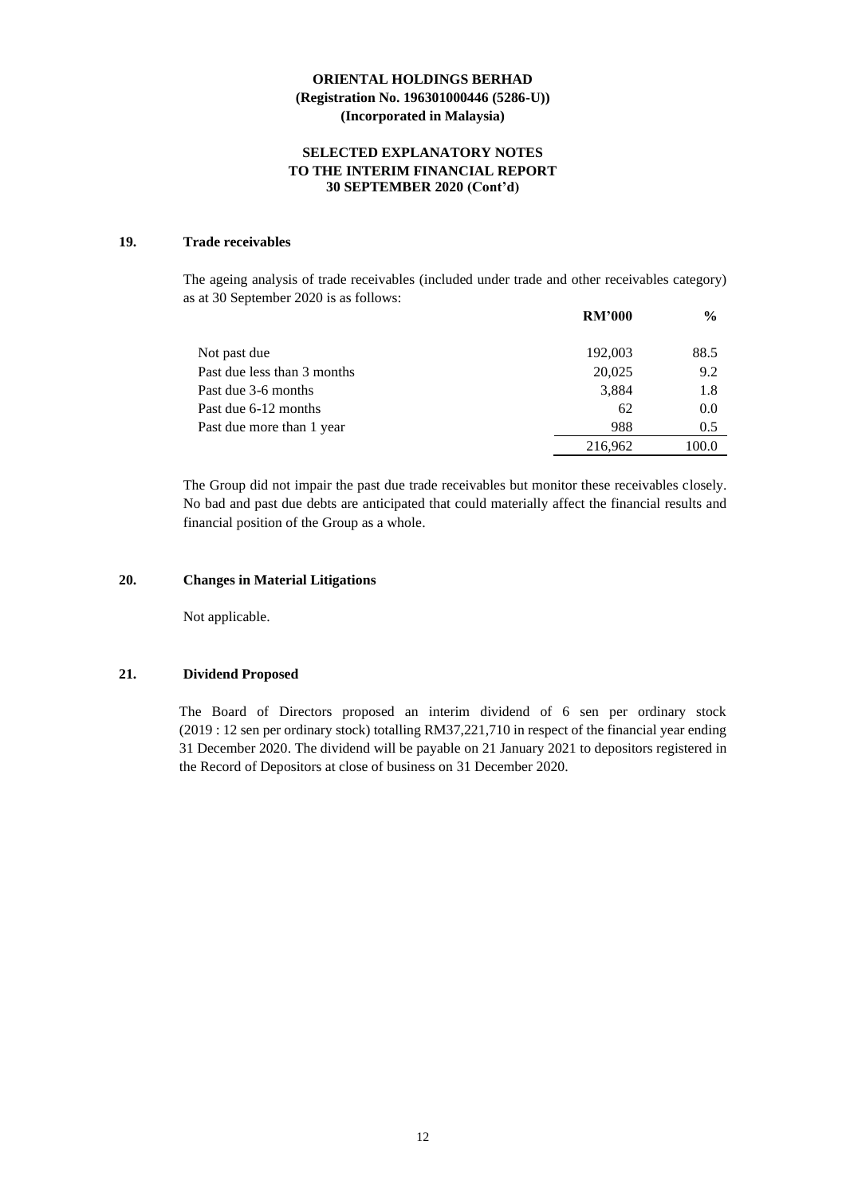**ORIENTAL HOLDINGS BERHAD**
**(Registration No. 196301000446 (5286-U))**
**(Incorporated in Malaysia)**

**SELECTED EXPLANATORY NOTES**
**TO THE INTERIM FINANCIAL REPORT**
**30 SEPTEMBER 2020 (Cont'd)**

## 19. Trade receivables

The ageing analysis of trade receivables (included under trade and other receivables category) as at 30 September 2020 is as follows:

| | RM'000 | % |
|---|---|---|
| Not past due | 192,003 | 88.5 |
| Past due less than 3 months | 20,025 | 9.2 |
| Past due 3-6 months | 3,884 | 1.8 |
| Past due 6-12 months | 62 | 0.0 |
| Past due more than 1 year | 988 | 0.5 |
| | 216,962 | 100.0 |

The Group did not impair the past due trade receivables but monitor these receivables closely. No bad and past due debts are anticipated that could materially affect the financial results and financial position of the Group as a whole.

## 20. Changes in Material Litigations

Not applicable.

## 21. Dividend Proposed

The Board of Directors proposed an interim dividend of 6 sen per ordinary stock (2019 : 12 sen per ordinary stock) totalling RM37,221,710 in respect of the financial year ending 31 December 2020. The dividend will be payable on 21 January 2021 to depositors registered in the Record of Depositors at close of business on 31 December 2020.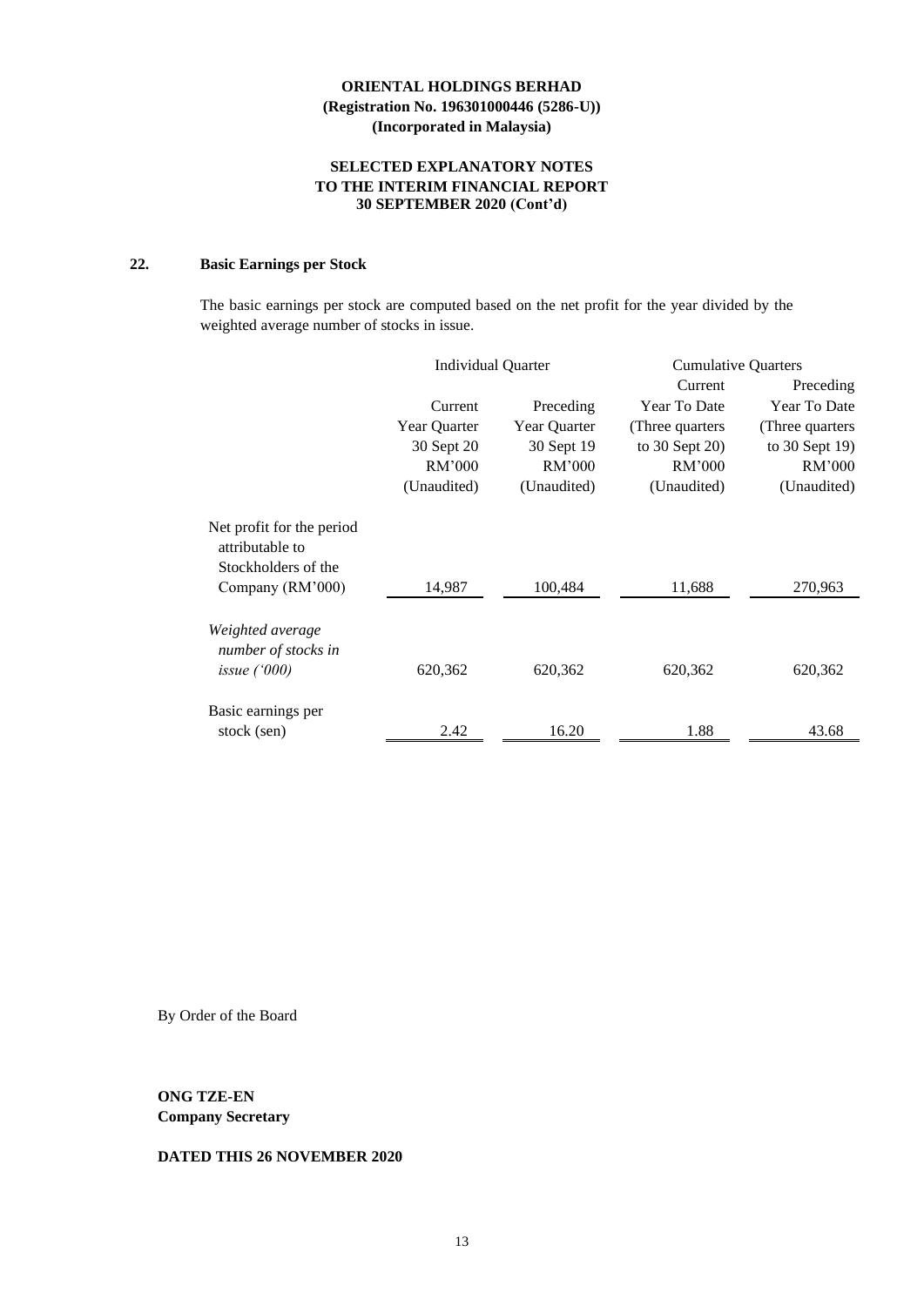**ORIENTAL HOLDINGS BERHAD**
**(Registration No. 196301000446 (5286-U))**
**(Incorporated in Malaysia)**

**SELECTED EXPLANATORY NOTES**
**TO THE INTERIM FINANCIAL REPORT**
**30 SEPTEMBER 2020 (Cont'd)**

## 22. Basic Earnings per Stock

The basic earnings per stock are computed based on the net profit for the year divided by the weighted average number of stocks in issue.

| | Individual Quarter | | Cumulative Quarters | |
|---|---|---|---|---|
| | Current Year Quarter 30 Sept 20 RM'000 (Unaudited) | Preceding Year Quarter 30 Sept 19 RM'000 (Unaudited) | Current Year To Date (Three quarters to 30 Sept 20) RM'000 (Unaudited) | Preceding Year To Date (Three quarters to 30 Sept 19) RM'000 (Unaudited) |
| Net profit for the period attributable to Stockholders of the Company (RM'000) | 14,987 | 100,484 | 11,688 | 270,963 |
| *Weighted average number of stocks in issue ('000)* | 620,362 | 620,362 | 620,362 | 620,362 |
| Basic earnings per stock (sen) | 2.42 | 16.20 | 1.88 | 43.68 |

By Order of the Board

**ONG TZE-EN**
**Company Secretary**

**DATED THIS 26 NOVEMBER 2020**